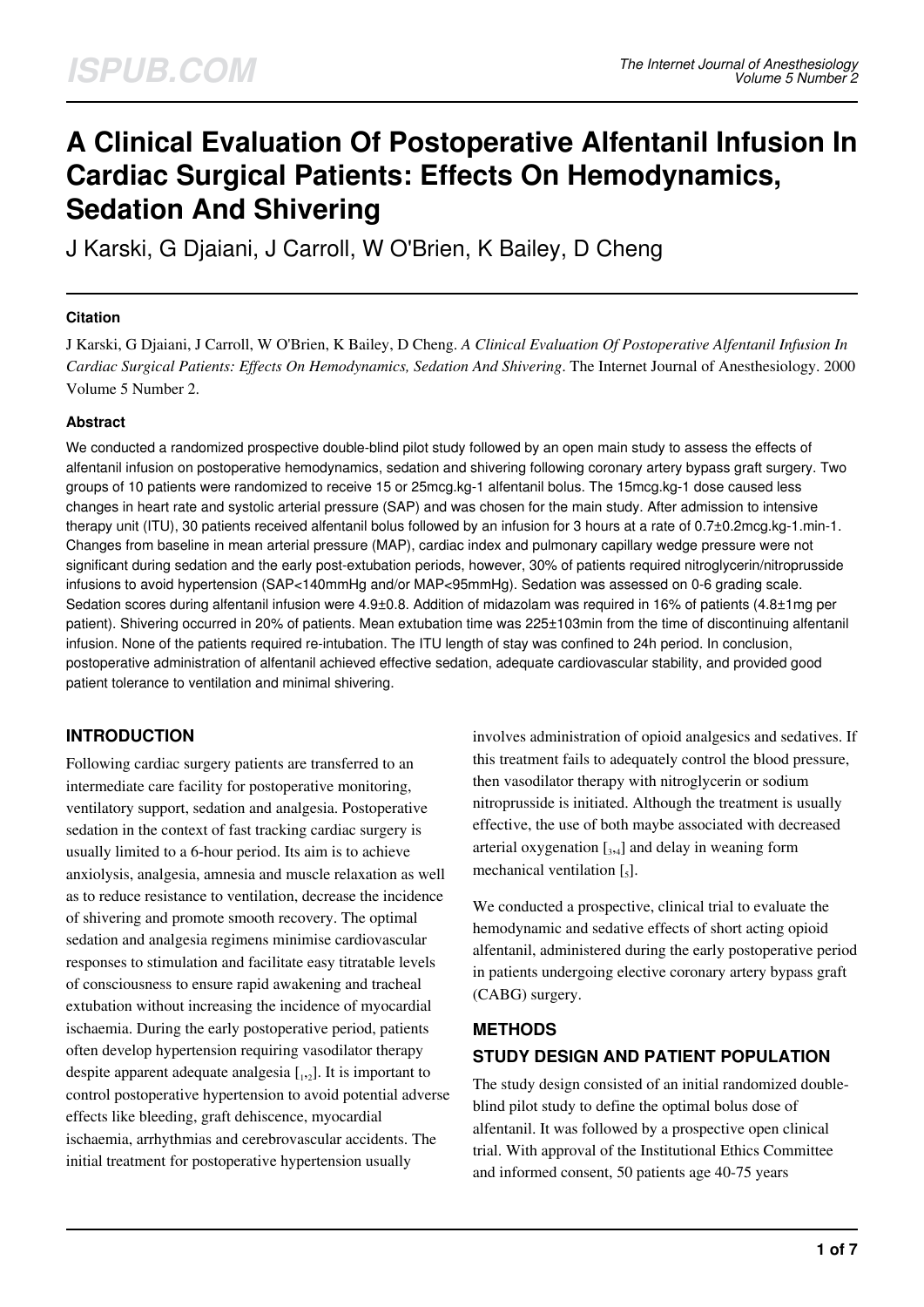# A Clinical Evaluation Of Postoperative Alfentanil Infusion In Cardiac Surgical Patients: Effects On Hemodynamics, Sedation And Shivering

J Karski, G Djaiani, J Carroll, W O'Brien, K Bailey, D Cheng

### Citation

J Karski, G Djaiani, J Carroll, W O'Brien, K Bailey, D Cheng. *A Clinical Evaluation Of Postoperative Alfentanil Infusion In Cardiac Surgical Patients: Effects On Hemodynamics, Sedation And Shivering*. The Internet Journal of Anesthesiology. 2000 Volume 5 Number 2.

### Abstract

We conducted a randomized prospective double-blind pilot study followed by an open main study to assess the effects of alfentanil infusion on postoperative hemodynamics, sedation and shivering following coronary artery bypass graft surgery. Two groups of 10 patients were randomized to receive 15 or 25mcg.kg-1 alfentanil bolus. The 15mcg.kg-1 dose caused less changes in heart rate and systolic arterial pressure (SAP) and was chosen for the main study. After admission to intensive therapy unit (ITU), 30 patients received alfentanil bolus followed by an infusion for 3 hours at a rate of 0.7±0.2mcg.kg-1.min-1. Changes from baseline in mean arterial pressure (MAP), cardiac index and pulmonary capillary wedge pressure were not significant during sedation and the early post-extubation periods, however, 30% of patients required nitroglycerin/nitroprusside infusions to avoid hypertension (SAP<140mmHg and/or MAP<95mmHg). Sedation was assessed on 0-6 grading scale. Sedation scores during alfentanil infusion were 4.9±0.8. Addition of midazolam was required in 16% of patients (4.8±1mg per patient). Shivering occurred in 20% of patients. Mean extubation time was 225±103min from the time of discontinuing alfentanil infusion. None of the patients required re-intubation. The ITU length of stay was confined to 24h period. In conclusion, postoperative administration of alfentanil achieved effective sedation, adequate cardiovascular stability, and provided good patient tolerance to ventilation and minimal shivering.

## INTRODUCTION

Following cardiac surgery patients are transferred to an intermediate care facility for postoperative monitoring, ventilatory support, sedation and analgesia. Postoperative sedation in the context of fast tracking cardiac surgery is usually limited to a 6-hour period. Its aim is to achieve anxiolysis, analgesia, amnesia and muscle relaxation as well as to reduce resistance to ventilation, decrease the incidence of shivering and promote smooth recovery. The optimal sedation and analgesia regimens minimise cardiovascular responses to stimulation and facilitate easy titratable levels of consciousness to ensure rapid awakening and tracheal extubation without increasing the incidence of myocardial ischaemia. During the early postoperative period, patients often develop hypertension requiring vasodilator therapy despite apparent adequate analgesia [1,2]. It is important to control postoperative hypertension to avoid potential adverse effects like bleeding, graft dehiscence, myocardial ischaemia, arrhythmias and cerebrovascular accidents. The initial treatment for postoperative hypertension usually involves administration of opioid analgesics and sedatives. If this treatment fails to adequately control the blood pressure, then vasodilator therapy with nitroglycerin or sodium nitroprusside is initiated. Although the treatment is usually effective, the use of both maybe associated with decreased arterial oxygenation [3,4] and delay in weaning form mechanical ventilation [5].

We conducted a prospective, clinical trial to evaluate the hemodynamic and sedative effects of short acting opioid alfentanil, administered during the early postoperative period in patients undergoing elective coronary artery bypass graft (CABG) surgery.

## METHODS

### STUDY DESIGN AND PATIENT POPULATION

The study design consisted of an initial randomized double-blind pilot study to define the optimal bolus dose of alfentanil. It was followed by a prospective open clinical trial. With approval of the Institutional Ethics Committee and informed consent, 50 patients age 40-75 years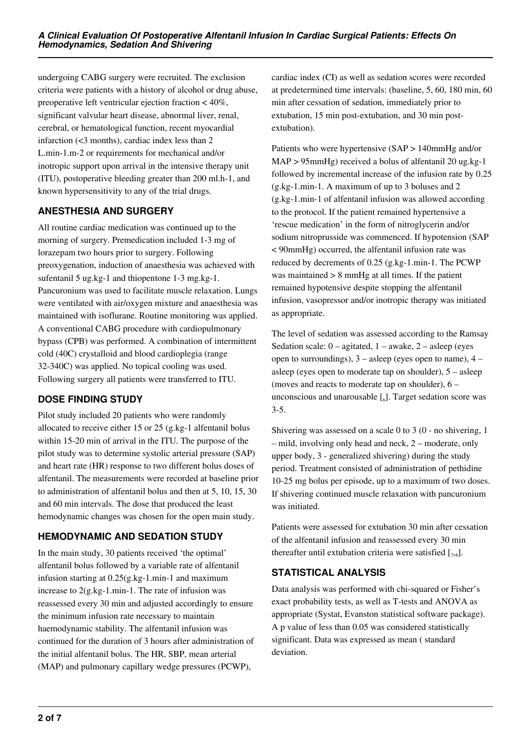undergoing CABG surgery were recruited. The exclusion criteria were patients with a history of alcohol or drug abuse, preoperative left ventricular ejection fraction < 40%, significant valvular heart disease, abnormal liver, renal, cerebral, or hematological function, recent myocardial infarction (<3 months), cardiac index less than 2 L.min-1.m-2 or requirements for mechanical and/or inotropic support upon arrival in the intensive therapy unit (ITU), postoperative bleeding greater than 200 ml.h-1, and known hypersensitivity to any of the trial drugs.

## ANESTHESIA AND SURGERY

All routine cardiac medication was continued up to the morning of surgery. Premedication included 1-3 mg of lorazepam two hours prior to surgery. Following preoxygenation, induction of anaesthesia was achieved with sufentanil 5 ug.kg-1 and thiopentone 1-3 mg.kg-1. Pancuronium was used to facilitate muscle relaxation. Lungs were ventilated with air/oxygen mixture and anaesthesia was maintained with isoflurane. Routine monitoring was applied. A conventional CABG procedure with cardiopulmonary bypass (CPB) was performed. A combination of intermittent cold (40C) crystalloid and blood cardioplegia (range 32-340C) was applied. No topical cooling was used. Following surgery all patients were transferred to ITU.

## DOSE FINDING STUDY

Pilot study included 20 patients who were randomly allocated to receive either 15 or 25 (g.kg-1 alfentanil bolus within 15-20 min of arrival in the ITU. The purpose of the pilot study was to determine systolic arterial pressure (SAP) and heart rate (HR) response to two different bolus doses of alfentanil. The measurements were recorded at baseline prior to administration of alfentanil bolus and then at 5, 10, 15, 30 and 60 min intervals. The dose that produced the least hemodynamic changes was chosen for the open main study.

## HEMODYNAMIC AND SEDATION STUDY

In the main study, 30 patients received 'the optimal' alfentanil bolus followed by a variable rate of alfentanil infusion starting at 0.25(g.kg-1.min-1 and maximum increase to 2(g.kg-1.min-1. The rate of infusion was reassessed every 30 min and adjusted accordingly to ensure the minimum infusion rate necessary to maintain haemodynamic stability. The alfentanil infusion was continued for the duration of 3 hours after administration of the initial alfentanil bolus. The HR, SBP, mean arterial (MAP) and pulmonary capillary wedge pressures (PCWP), cardiac index (CI) as well as sedation scores were recorded at predetermined time intervals: (baseline, 5, 60, 180 min, 60 min after cessation of sedation, immediately prior to extubation, 15 min post-extubation, and 30 min post-extubation).

Patients who were hypertensive (SAP > 140mmHg and/or MAP > 95mmHg) received a bolus of alfentanil 20 ug.kg-1 followed by incremental increase of the infusion rate by 0.25 (g.kg-1.min-1. A maximum of up to 3 boluses and 2 (g.kg-1.min-1 of alfentanil infusion was allowed according to the protocol. If the patient remained hypertensive a 'rescue medication' in the form of nitroglycerin and/or sodium nitroprusside was commenced. If hypotension (SAP < 90mmHg) occurred, the alfentanil infusion rate was reduced by decrements of 0.25 (g.kg-1.min-1. The PCWP was maintained > 8 mmHg at all times. If the patient remained hypotensive despite stopping the alfentanil infusion, vasopressor and/or inotropic therapy was initiated as appropriate.

The level of sedation was assessed according to the Ramsay Sedation scale: 0 – agitated, 1 – awake, 2 – asleep (eyes open to surroundings), 3 – asleep (eyes open to name), 4 – asleep (eyes open to moderate tap on shoulder), 5 – asleep (moves and reacts to moderate tap on shoulder), 6 – unconscious and unarousable [6]. Target sedation score was 3-5.

Shivering was assessed on a scale 0 to 3 (0 - no shivering, 1 – mild, involving only head and neck, 2 – moderate, only upper body, 3 - generalized shivering) during the study period. Treatment consisted of administration of pethidine 10-25 mg bolus per episode, up to a maximum of two doses. If shivering continued muscle relaxation with pancuronium was initiated.

Patients were assessed for extubation 30 min after cessation of the alfentanil infusion and reassessed every 30 min thereafter until extubation criteria were satisfied [7,8].

## STATISTICAL ANALYSIS

Data analysis was performed with chi-squared or Fisher's exact probability tests, as well as T-tests and ANOVA as appropriate (Systat, Evanston statistical software package). A p value of less than 0.05 was considered statistically significant. Data was expressed as mean ( standard deviation.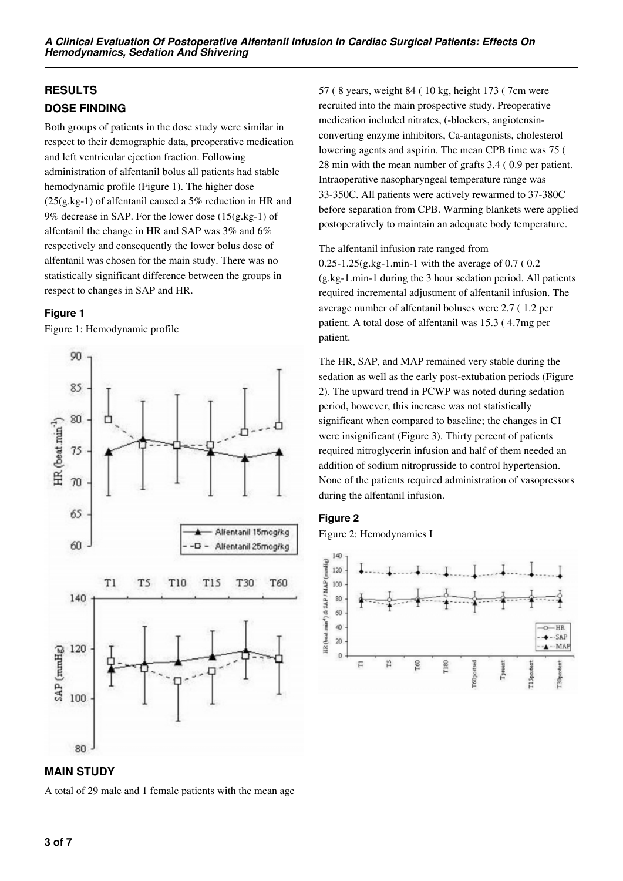## RESULTS

### DOSE FINDING

Both groups of patients in the dose study were similar in respect to their demographic data, preoperative medication and left ventricular ejection fraction. Following administration of alfentanil bolus all patients had stable hemodynamic profile (Figure 1). The higher dose (25(g.kg-1) of alfentanil caused a 5% reduction in HR and 9% decrease in SAP. For the lower dose (15(g.kg-1) of alfentanil the change in HR and SAP was 3% and 6% respectively and consequently the lower bolus dose of alfentanil was chosen for the main study. There was no statistically significant difference between the groups in respect to changes in SAP and HR.

#### Figure 1

Figure 1: Hemodynamic profile

### MAIN STUDY

A total of 29 male and 1 female patients with the mean age 57 ( 8 years, weight 84 ( 10 kg, height 173 ( 7cm were recruited into the main prospective study. Preoperative medication included nitrates, (-blockers, angiotensin-converting enzyme inhibitors, Ca-antagonists, cholesterol lowering agents and aspirin. The mean CPB time was 75 ( 28 min with the mean number of grafts 3.4 ( 0.9 per patient. Intraoperative nasopharyngeal temperature range was 33-350C. All patients were actively rewarmed to 37-380C before separation from CPB. Warming blankets were applied postoperatively to maintain an adequate body temperature.

The alfentanil infusion rate ranged from 0.25-1.25(g.kg-1.min-1 with the average of 0.7 ( 0.2 (g.kg-1.min-1 during the 3 hour sedation period. All patients required incremental adjustment of alfentanil infusion. The average number of alfentanil boluses were 2.7 ( 1.2 per patient. A total dose of alfentanil was 15.3 ( 4.7mg per patient.

The HR, SAP, and MAP remained very stable during the sedation as well as the early post-extubation periods (Figure 2). The upward trend in PCWP was noted during sedation period, however, this increase was not statistically significant when compared to baseline; the changes in CI were insignificant (Figure 3). Thirty percent of patients required nitroglycerin infusion and half of them needed an addition of sodium nitroprusside to control hypertension. None of the patients required administration of vasopressors during the alfentanil infusion.

#### Figure 2

Figure 2: Hemodynamics I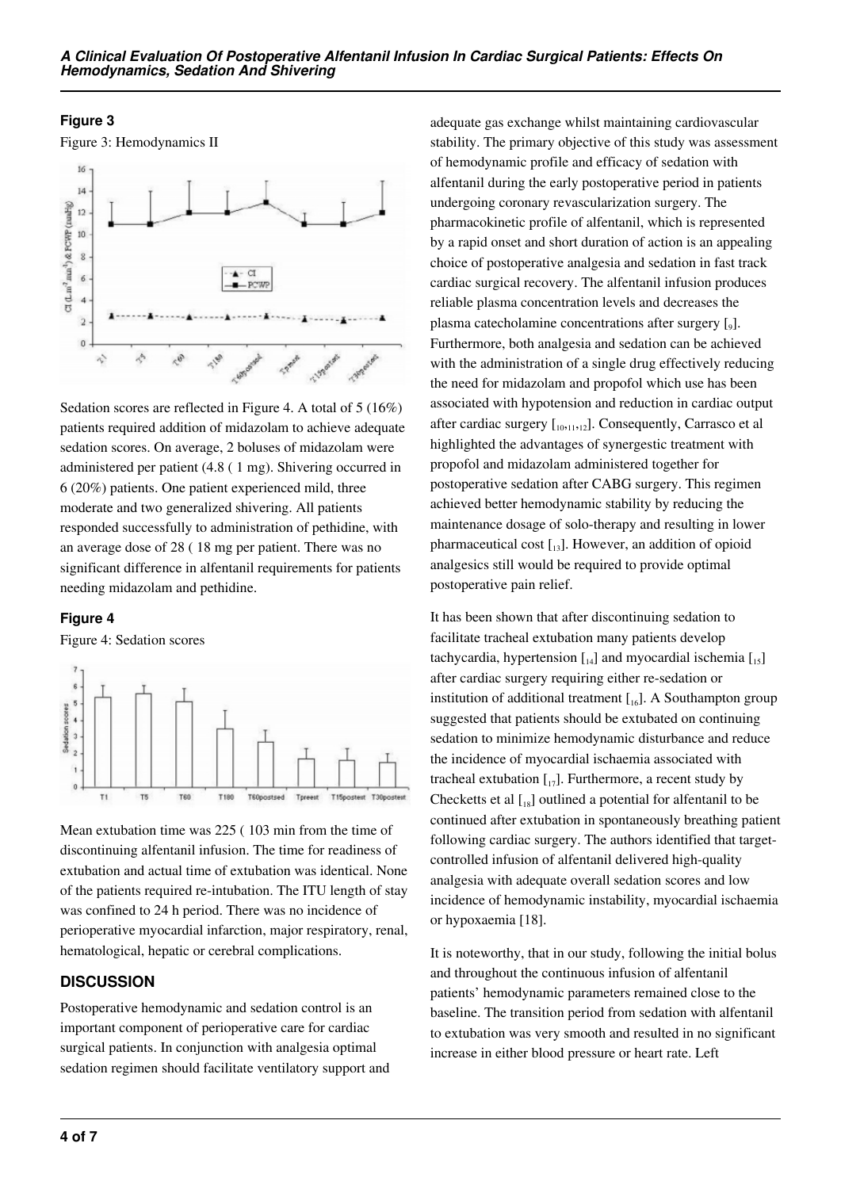### Figure 3

Figure 3: Hemodynamics II

Sedation scores are reflected in Figure 4. A total of 5 (16%) patients required addition of midazolam to achieve adequate sedation scores. On average, 2 boluses of midazolam were administered per patient (4.8 ( 1 mg). Shivering occurred in 6 (20%) patients. One patient experienced mild, three moderate and two generalized shivering. All patients responded successfully to administration of pethidine, with an average dose of 28 ( 18 mg per patient. There was no significant difference in alfentanil requirements for patients needing midazolam and pethidine.

### Figure 4

Figure 4: Sedation scores

Mean extubation time was 225 ( 103 min from the time of discontinuing alfentanil infusion. The time for readiness of extubation and actual time of extubation was identical. None of the patients required re-intubation. The ITU length of stay was confined to 24 h period. There was no incidence of perioperative myocardial infarction, major respiratory, renal, hematological, hepatic or cerebral complications.

## DISCUSSION

Postoperative hemodynamic and sedation control is an important component of perioperative care for cardiac surgical patients. In conjunction with analgesia optimal sedation regimen should facilitate ventilatory support and adequate gas exchange whilst maintaining cardiovascular stability. The primary objective of this study was assessment of hemodynamic profile and efficacy of sedation with alfentanil during the early postoperative period in patients undergoing coronary revascularization surgery. The pharmacokinetic profile of alfentanil, which is represented by a rapid onset and short duration of action is an appealing choice of postoperative analgesia and sedation in fast track cardiac surgical recovery. The alfentanil infusion produces reliable plasma concentration levels and decreases the plasma catecholamine concentrations after surgery [9]. Furthermore, both analgesia and sedation can be achieved with the administration of a single drug effectively reducing the need for midazolam and propofol which use has been associated with hypotension and reduction in cardiac output after cardiac surgery [10,11,12]. Consequently, Carrasco et al highlighted the advantages of synergestic treatment with propofol and midazolam administered together for postoperative sedation after CABG surgery. This regimen achieved better hemodynamic stability by reducing the maintenance dosage of solo-therapy and resulting in lower pharmaceutical cost [13]. However, an addition of opioid analgesics still would be required to provide optimal postoperative pain relief.

It has been shown that after discontinuing sedation to facilitate tracheal extubation many patients develop tachycardia, hypertension [14] and myocardial ischemia [15] after cardiac surgery requiring either re-sedation or institution of additional treatment [16]. A Southampton group suggested that patients should be extubated on continuing sedation to minimize hemodynamic disturbance and reduce the incidence of myocardial ischaemia associated with tracheal extubation [17]. Furthermore, a recent study by Checketts et al [18] outlined a potential for alfentanil to be continued after extubation in spontaneously breathing patient following cardiac surgery. The authors identified that target-controlled infusion of alfentanil delivered high-quality analgesia with adequate overall sedation scores and low incidence of hemodynamic instability, myocardial ischaemia or hypoxaemia [18].

It is noteworthy, that in our study, following the initial bolus and throughout the continuous infusion of alfentanil patients' hemodynamic parameters remained close to the baseline. The transition period from sedation with alfentanil to extubation was very smooth and resulted in no significant increase in either blood pressure or heart rate. Left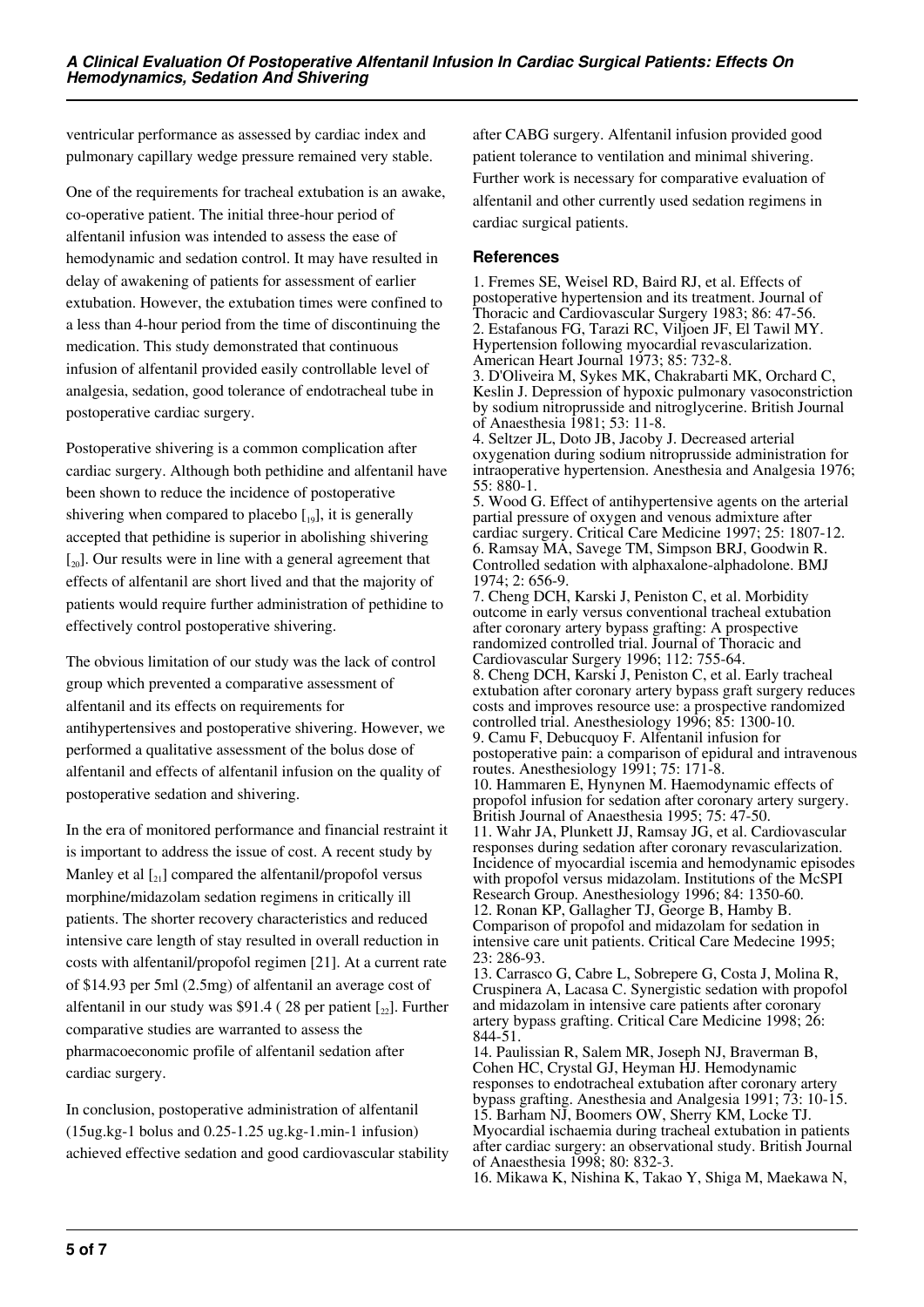ventricular performance as assessed by cardiac index and pulmonary capillary wedge pressure remained very stable.

One of the requirements for tracheal extubation is an awake, co-operative patient. The initial three-hour period of alfentanil infusion was intended to assess the ease of hemodynamic and sedation control. It may have resulted in delay of awakening of patients for assessment of earlier extubation. However, the extubation times were confined to a less than 4-hour period from the time of discontinuing the medication. This study demonstrated that continuous infusion of alfentanil provided easily controllable level of analgesia, sedation, good tolerance of endotracheal tube in postoperative cardiac surgery.

Postoperative shivering is a common complication after cardiac surgery. Although both pethidine and alfentanil have been shown to reduce the incidence of postoperative shivering when compared to placebo [19], it is generally accepted that pethidine is superior in abolishing shivering [20]. Our results were in line with a general agreement that effects of alfentanil are short lived and that the majority of patients would require further administration of pethidine to effectively control postoperative shivering.

The obvious limitation of our study was the lack of control group which prevented a comparative assessment of alfentanil and its effects on requirements for antihypertensives and postoperative shivering. However, we performed a qualitative assessment of the bolus dose of alfentanil and effects of alfentanil infusion on the quality of postoperative sedation and shivering.

In the era of monitored performance and financial restraint it is important to address the issue of cost. A recent study by Manley et al [21] compared the alfentanil/propofol versus morphine/midazolam sedation regimens in critically ill patients. The shorter recovery characteristics and reduced intensive care length of stay resulted in overall reduction in costs with alfentanil/propofol regimen [21]. At a current rate of $14.93 per 5ml (2.5mg) of alfentanil an average cost of alfentanil in our study was $91.4 ( 28 per patient [22]. Further comparative studies are warranted to assess the pharmacoeconomic profile of alfentanil sedation after cardiac surgery.

In conclusion, postoperative administration of alfentanil (15ug.kg-1 bolus and 0.25-1.25 ug.kg-1.min-1 infusion) achieved effective sedation and good cardiovascular stability after CABG surgery. Alfentanil infusion provided good patient tolerance to ventilation and minimal shivering. Further work is necessary for comparative evaluation of alfentanil and other currently used sedation regimens in cardiac surgical patients.

## References

1. Fremes SE, Weisel RD, Baird RJ, et al. Effects of postoperative hypertension and its treatment. Journal of Thoracic and Cardiovascular Surgery 1983; 86: 47-56.
2. Estafanous FG, Tarazi RC, Viljoen JF, El Tawil MY. Hypertension following myocardial revascularization. American Heart Journal 1973; 85: 732-8.
3. D'Oliveira M, Sykes MK, Chakrabarti MK, Orchard C, Keslin J. Depression of hypoxic pulmonary vasoconstriction by sodium nitroprusside and nitroglycerine. British Journal of Anaesthesia 1981; 53: 11-8.
4. Seltzer JL, Doto JB, Jacoby J. Decreased arterial oxygenation during sodium nitroprusside administration for intraoperative hypertension. Anesthesia and Analgesia 1976; 55: 880-1.
5. Wood G. Effect of antihypertensive agents on the arterial partial pressure of oxygen and venous admixture after cardiac surgery. Critical Care Medicine 1997; 25: 1807-12.
6. Ramsay MA, Savege TM, Simpson BRJ, Goodwin R. Controlled sedation with alphaxalone-alphadolone. BMJ 1974; 2: 656-9.
7. Cheng DCH, Karski J, Peniston C, et al. Morbidity outcome in early versus conventional tracheal extubation after coronary artery bypass grafting: A prospective randomized controlled trial. Journal of Thoracic and Cardiovascular Surgery 1996; 112: 755-64.
8. Cheng DCH, Karski J, Peniston C, et al. Early tracheal extubation after coronary artery bypass graft surgery reduces costs and improves resource use: a prospective randomized controlled trial. Anesthesiology 1996; 85: 1300-10.
9. Camu F, Debucquoy F. Alfentanil infusion for postoperative pain: a comparison of epidural and intravenous routes. Anesthesiology 1991; 75: 171-8.
10. Hammaren E, Hynynen M. Haemodynamic effects of propofol infusion for sedation after coronary artery surgery. British Journal of Anaesthesia 1995; 75: 47-50.
11. Wahr JA, Plunkett JJ, Ramsay JG, et al. Cardiovascular responses during sedation after coronary revascularization. Incidence of myocardial iscemia and hemodynamic episodes with propofol versus midazolam. Institutions of the McSPI Research Group. Anesthesiology 1996; 84: 1350-60.
12. Ronan KP, Gallagher TJ, George B, Hamby B. Comparison of propofol and midazolam for sedation in intensive care unit patients. Critical Care Medecine 1995; 23: 286-93.
13. Carrasco G, Cabre L, Sobrepere G, Costa J, Molina R, Cruspinera A, Lacasa C. Synergistic sedation with propofol and midazolam in intensive care patients after coronary artery bypass grafting. Critical Care Medicine 1998; 26: 844-51.
14. Paulissian R, Salem MR, Joseph NJ, Braverman B, Cohen HC, Crystal GJ, Heyman HJ. Hemodynamic responses to endotracheal extubation after coronary artery bypass grafting. Anesthesia and Analgesia 1991; 73: 10-15.
15. Barham NJ, Boomers OW, Sherry KM, Locke TJ. Myocardial ischaemia during tracheal extubation in patients after cardiac surgery: an observational study. British Journal of Anaesthesia 1998; 80: 832-3.
16. Mikawa K, Nishina K, Takao Y, Shiga M, Maekawa N,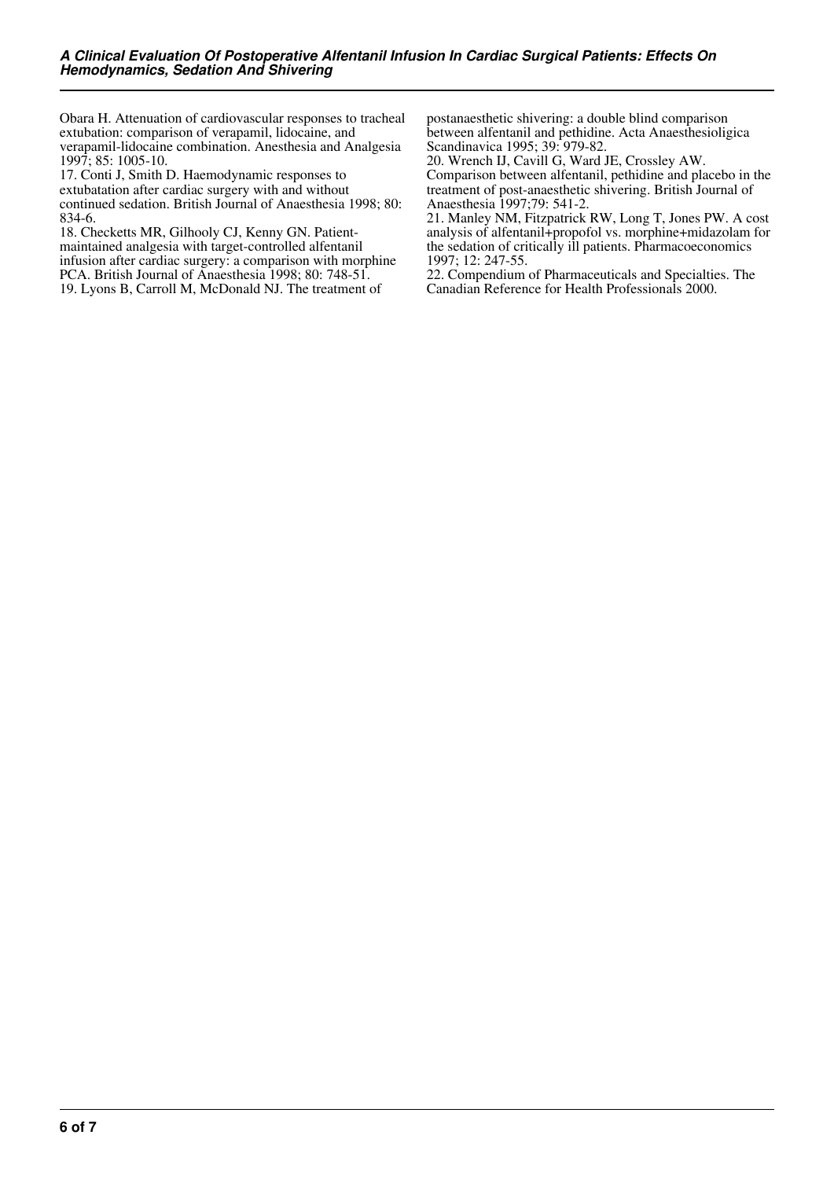Obara H. Attenuation of cardiovascular responses to tracheal extubation: comparison of verapamil, lidocaine, and verapamil-lidocaine combination. Anesthesia and Analgesia 1997; 85: 1005-10.

17. Conti J, Smith D. Haemodynamic responses to extubatation after cardiac surgery with and without continued sedation. British Journal of Anaesthesia 1998; 80: 834-6.

18. Checketts MR, Gilhooly CJ, Kenny GN. Patient-maintained analgesia with target-controlled alfentanil infusion after cardiac surgery: a comparison with morphine PCA. British Journal of Anaesthesia 1998; 80: 748-51.

19. Lyons B, Carroll M, McDonald NJ. The treatment of postanaesthetic shivering: a double blind comparison between alfentanil and pethidine. Acta Anaesthesioligica Scandinavica 1995; 39: 979-82.

20. Wrench IJ, Cavill G, Ward JE, Crossley AW. Comparison between alfentanil, pethidine and placebo in the treatment of post-anaesthetic shivering. British Journal of Anaesthesia 1997;79: 541-2.

21. Manley NM, Fitzpatrick RW, Long T, Jones PW. A cost analysis of alfentanil+propofol vs. morphine+midazolam for the sedation of critically ill patients. Pharmacoeconomics 1997; 12: 247-55.

22. Compendium of Pharmaceuticals and Specialties. The Canadian Reference for Health Professionals 2000.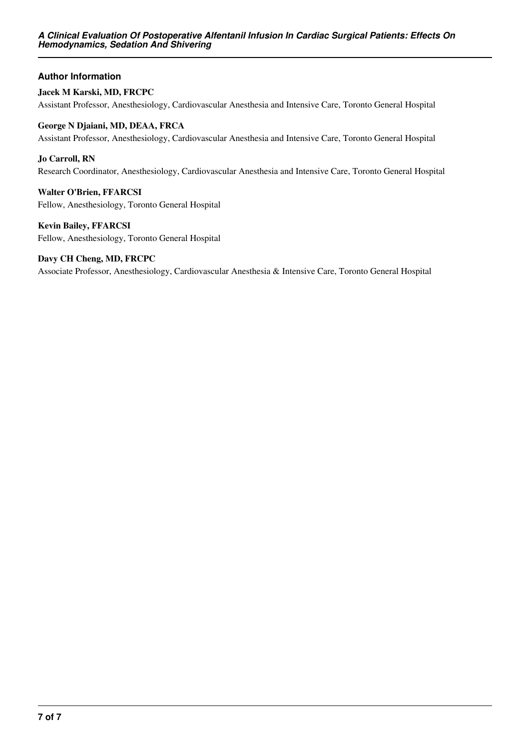## Author Information

**Jacek M Karski, MD, FRCPC**
Assistant Professor, Anesthesiology, Cardiovascular Anesthesia and Intensive Care, Toronto General Hospital

**George N Djaiani, MD, DEAA, FRCA**
Assistant Professor, Anesthesiology, Cardiovascular Anesthesia and Intensive Care, Toronto General Hospital

**Jo Carroll, RN**
Research Coordinator, Anesthesiology, Cardiovascular Anesthesia and Intensive Care, Toronto General Hospital

**Walter O'Brien, FFARCSI**
Fellow, Anesthesiology, Toronto General Hospital

**Kevin Bailey, FFARCSI**
Fellow, Anesthesiology, Toronto General Hospital

**Davy CH Cheng, MD, FRCPC**
Associate Professor, Anesthesiology, Cardiovascular Anesthesia & Intensive Care, Toronto General Hospital